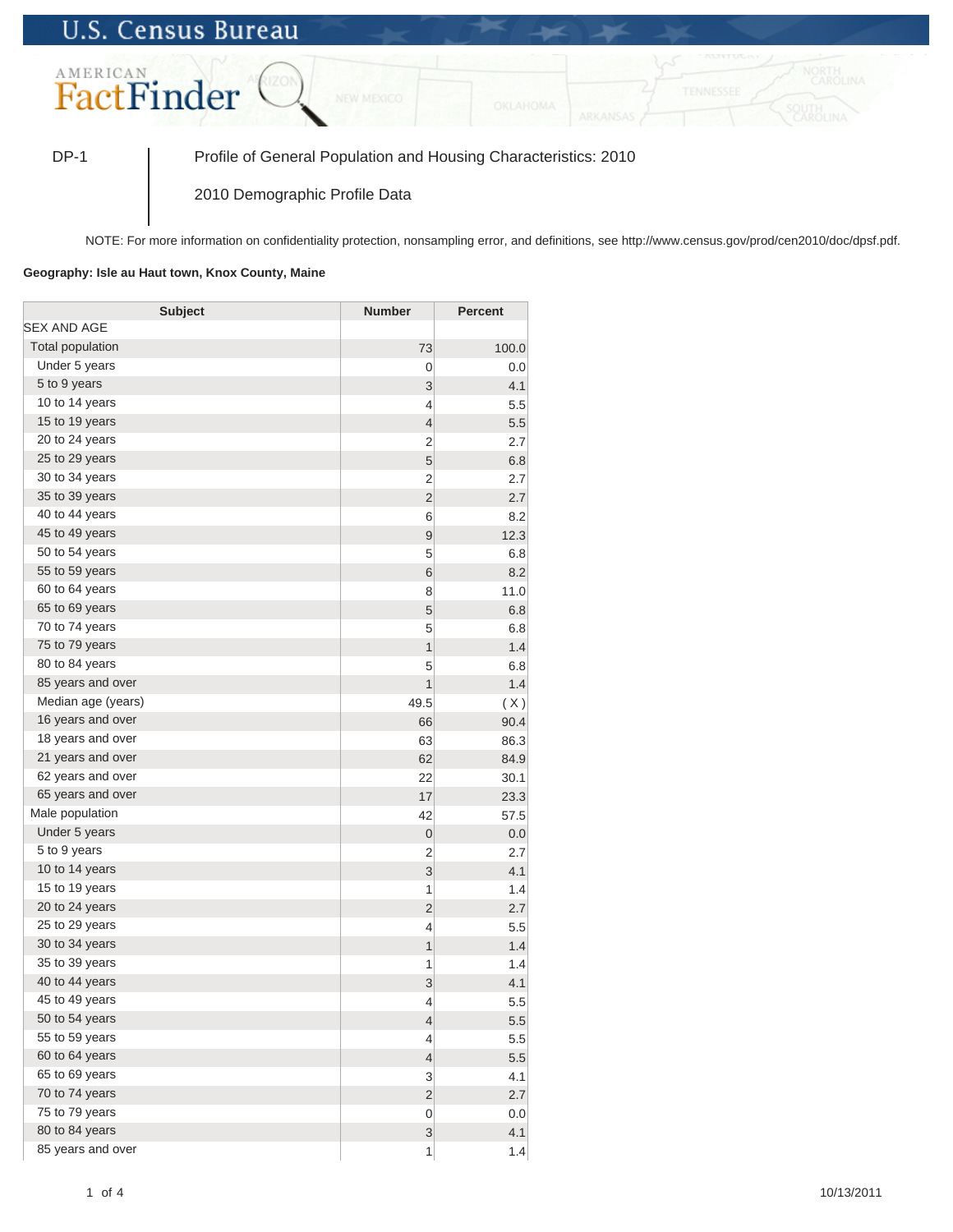U.S. Census Bureau

AMERICAN FactFinder

DP-1 | Profile of General Population and Housing Characteristics: 2010

2010 Demographic Profile Data

NOTE: For more information on confidentiality protection, nonsampling error, and definitions, see http://www.census.gov/prod/cen2010/doc/dpsf.pdf.

**Geography: Isle au Haut town, Knox County, Maine**

| Subject | Number | Percent |
|---|---|---|
| SEX AND AGE | | |
| Total population | 73 | 100.0 |
| Under 5 years | 0 | 0.0 |
| 5 to 9 years | 3 | 4.1 |
| 10 to 14 years | 4 | 5.5 |
| 15 to 19 years | 4 | 5.5 |
| 20 to 24 years | 2 | 2.7 |
| 25 to 29 years | 5 | 6.8 |
| 30 to 34 years | 2 | 2.7 |
| 35 to 39 years | 2 | 2.7 |
| 40 to 44 years | 6 | 8.2 |
| 45 to 49 years | 9 | 12.3 |
| 50 to 54 years | 5 | 6.8 |
| 55 to 59 years | 6 | 8.2 |
| 60 to 64 years | 8 | 11.0 |
| 65 to 69 years | 5 | 6.8 |
| 70 to 74 years | 5 | 6.8 |
| 75 to 79 years | 1 | 1.4 |
| 80 to 84 years | 5 | 6.8 |
| 85 years and over | 1 | 1.4 |
| Median age (years) | 49.5 | ( X ) |
| 16 years and over | 66 | 90.4 |
| 18 years and over | 63 | 86.3 |
| 21 years and over | 62 | 84.9 |
| 62 years and over | 22 | 30.1 |
| 65 years and over | 17 | 23.3 |
| Male population | 42 | 57.5 |
| Under 5 years | 0 | 0.0 |
| 5 to 9 years | 2 | 2.7 |
| 10 to 14 years | 3 | 4.1 |
| 15 to 19 years | 1 | 1.4 |
| 20 to 24 years | 2 | 2.7 |
| 25 to 29 years | 4 | 5.5 |
| 30 to 34 years | 1 | 1.4 |
| 35 to 39 years | 1 | 1.4 |
| 40 to 44 years | 3 | 4.1 |
| 45 to 49 years | 4 | 5.5 |
| 50 to 54 years | 4 | 5.5 |
| 55 to 59 years | 4 | 5.5 |
| 60 to 64 years | 4 | 5.5 |
| 65 to 69 years | 3 | 4.1 |
| 70 to 74 years | 2 | 2.7 |
| 75 to 79 years | 0 | 0.0 |
| 80 to 84 years | 3 | 4.1 |
| 85 years and over | 1 | 1.4 |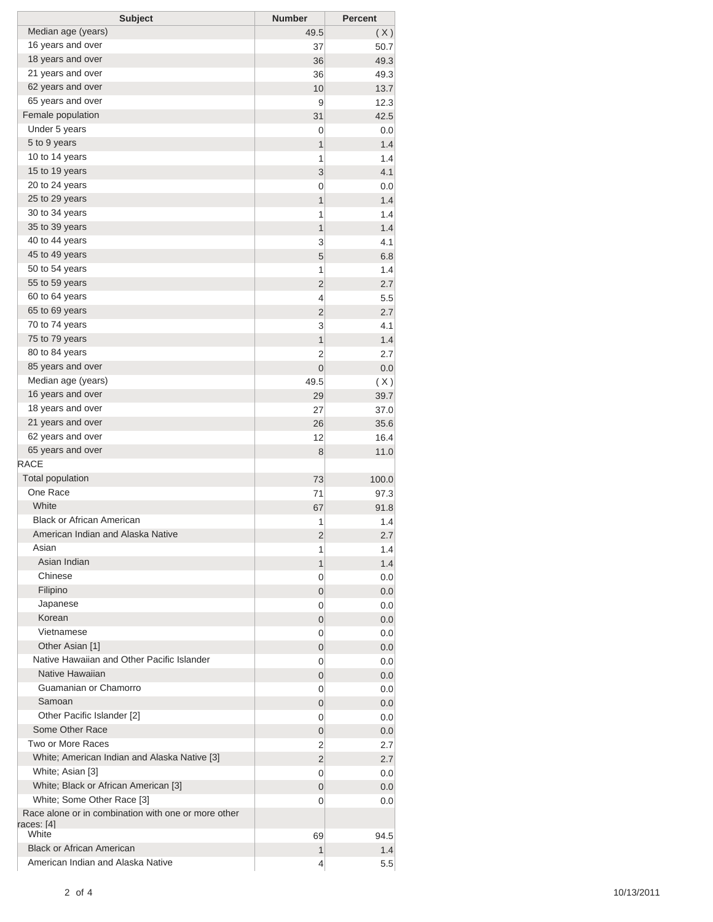| Subject | Number | Percent |
|---|---|---|
| Median age (years) | 49.5 | ( X ) |
| 16 years and over | 37 | 50.7 |
| 18 years and over | 36 | 49.3 |
| 21 years and over | 36 | 49.3 |
| 62 years and over | 10 | 13.7 |
| 65 years and over | 9 | 12.3 |
| Female population | 31 | 42.5 |
| Under 5 years | 0 | 0.0 |
| 5 to 9 years | 1 | 1.4 |
| 10 to 14 years | 1 | 1.4 |
| 15 to 19 years | 3 | 4.1 |
| 20 to 24 years | 0 | 0.0 |
| 25 to 29 years | 1 | 1.4 |
| 30 to 34 years | 1 | 1.4 |
| 35 to 39 years | 1 | 1.4 |
| 40 to 44 years | 3 | 4.1 |
| 45 to 49 years | 5 | 6.8 |
| 50 to 54 years | 1 | 1.4 |
| 55 to 59 years | 2 | 2.7 |
| 60 to 64 years | 4 | 5.5 |
| 65 to 69 years | 2 | 2.7 |
| 70 to 74 years | 3 | 4.1 |
| 75 to 79 years | 1 | 1.4 |
| 80 to 84 years | 2 | 2.7 |
| 85 years and over | 0 | 0.0 |
| Median age (years) | 49.5 | ( X ) |
| 16 years and over | 29 | 39.7 |
| 18 years and over | 27 | 37.0 |
| 21 years and over | 26 | 35.6 |
| 62 years and over | 12 | 16.4 |
| 65 years and over | 8 | 11.0 |
| RACE | | |
| Total population | 73 | 100.0 |
| One Race | 71 | 97.3 |
| White | 67 | 91.8 |
| Black or African American | 1 | 1.4 |
| American Indian and Alaska Native | 2 | 2.7 |
| Asian | 1 | 1.4 |
| Asian Indian | 1 | 1.4 |
| Chinese | 0 | 0.0 |
| Filipino | 0 | 0.0 |
| Japanese | 0 | 0.0 |
| Korean | 0 | 0.0 |
| Vietnamese | 0 | 0.0 |
| Other Asian [1] | 0 | 0.0 |
| Native Hawaiian and Other Pacific Islander | 0 | 0.0 |
| Native Hawaiian | 0 | 0.0 |
| Guamanian or Chamorro | 0 | 0.0 |
| Samoan | 0 | 0.0 |
| Other Pacific Islander [2] | 0 | 0.0 |
| Some Other Race | 0 | 0.0 |
| Two or More Races | 2 | 2.7 |
| White; American Indian and Alaska Native [3] | 2 | 2.7 |
| White; Asian [3] | 0 | 0.0 |
| White; Black or African American [3] | 0 | 0.0 |
| White; Some Other Race [3] | 0 | 0.0 |
| Race alone or in combination with one or more other races: [4] | | |
| White | 69 | 94.5 |
| Black or African American | 1 | 1.4 |
| American Indian and Alaska Native | 4 | 5.5 |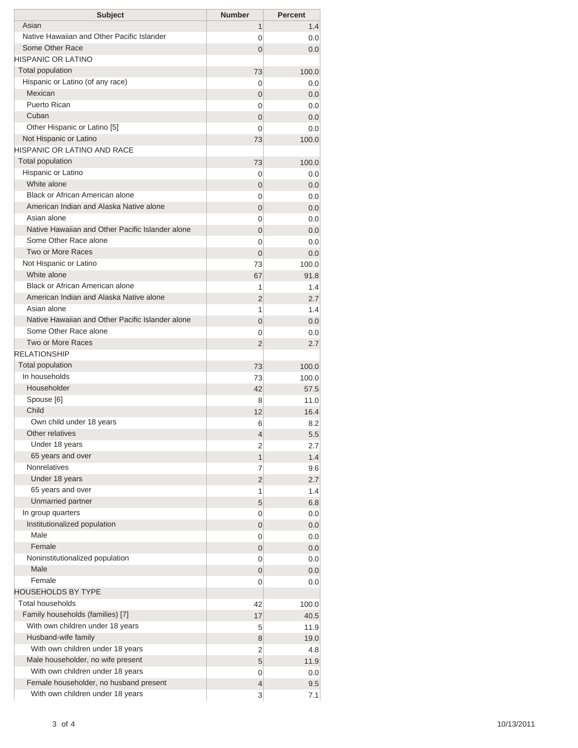| Subject | Number | Percent |
| --- | --- | --- |
| Asian | 1 | 1.4 |
| Native Hawaiian and Other Pacific Islander | 0 | 0.0 |
| Some Other Race | 0 | 0.0 |
| HISPANIC OR LATINO | | |
| Total population | 73 | 100.0 |
| Hispanic or Latino (of any race) | 0 | 0.0 |
| Mexican | 0 | 0.0 |
| Puerto Rican | 0 | 0.0 |
| Cuban | 0 | 0.0 |
| Other Hispanic or Latino [5] | 0 | 0.0 |
| Not Hispanic or Latino | 73 | 100.0 |
| HISPANIC OR LATINO AND RACE | | |
| Total population | 73 | 100.0 |
| Hispanic or Latino | 0 | 0.0 |
| White alone | 0 | 0.0 |
| Black or African American alone | 0 | 0.0 |
| American Indian and Alaska Native alone | 0 | 0.0 |
| Asian alone | 0 | 0.0 |
| Native Hawaiian and Other Pacific Islander alone | 0 | 0.0 |
| Some Other Race alone | 0 | 0.0 |
| Two or More Races | 0 | 0.0 |
| Not Hispanic or Latino | 73 | 100.0 |
| White alone | 67 | 91.8 |
| Black or African American alone | 1 | 1.4 |
| American Indian and Alaska Native alone | 2 | 2.7 |
| Asian alone | 1 | 1.4 |
| Native Hawaiian and Other Pacific Islander alone | 0 | 0.0 |
| Some Other Race alone | 0 | 0.0 |
| Two or More Races | 2 | 2.7 |
| RELATIONSHIP | | |
| Total population | 73 | 100.0 |
| In households | 73 | 100.0 |
| Householder | 42 | 57.5 |
| Spouse [6] | 8 | 11.0 |
| Child | 12 | 16.4 |
| Own child under 18 years | 6 | 8.2 |
| Other relatives | 4 | 5.5 |
| Under 18 years | 2 | 2.7 |
| 65 years and over | 1 | 1.4 |
| Nonrelatives | 7 | 9.6 |
| Under 18 years | 2 | 2.7 |
| 65 years and over | 1 | 1.4 |
| Unmarried partner | 5 | 6.8 |
| In group quarters | 0 | 0.0 |
| Institutionalized population | 0 | 0.0 |
| Male | 0 | 0.0 |
| Female | 0 | 0.0 |
| Noninstitutionalized population | 0 | 0.0 |
| Male | 0 | 0.0 |
| Female | 0 | 0.0 |
| HOUSEHOLDS BY TYPE | | |
| Total households | 42 | 100.0 |
| Family households (families) [7] | 17 | 40.5 |
| With own children under 18 years | 5 | 11.9 |
| Husband-wife family | 8 | 19.0 |
| With own children under 18 years | 2 | 4.8 |
| Male householder, no wife present | 5 | 11.9 |
| With own children under 18 years | 0 | 0.0 |
| Female householder, no husband present | 4 | 9.5 |
| With own children under 18 years | 3 | 7.1 |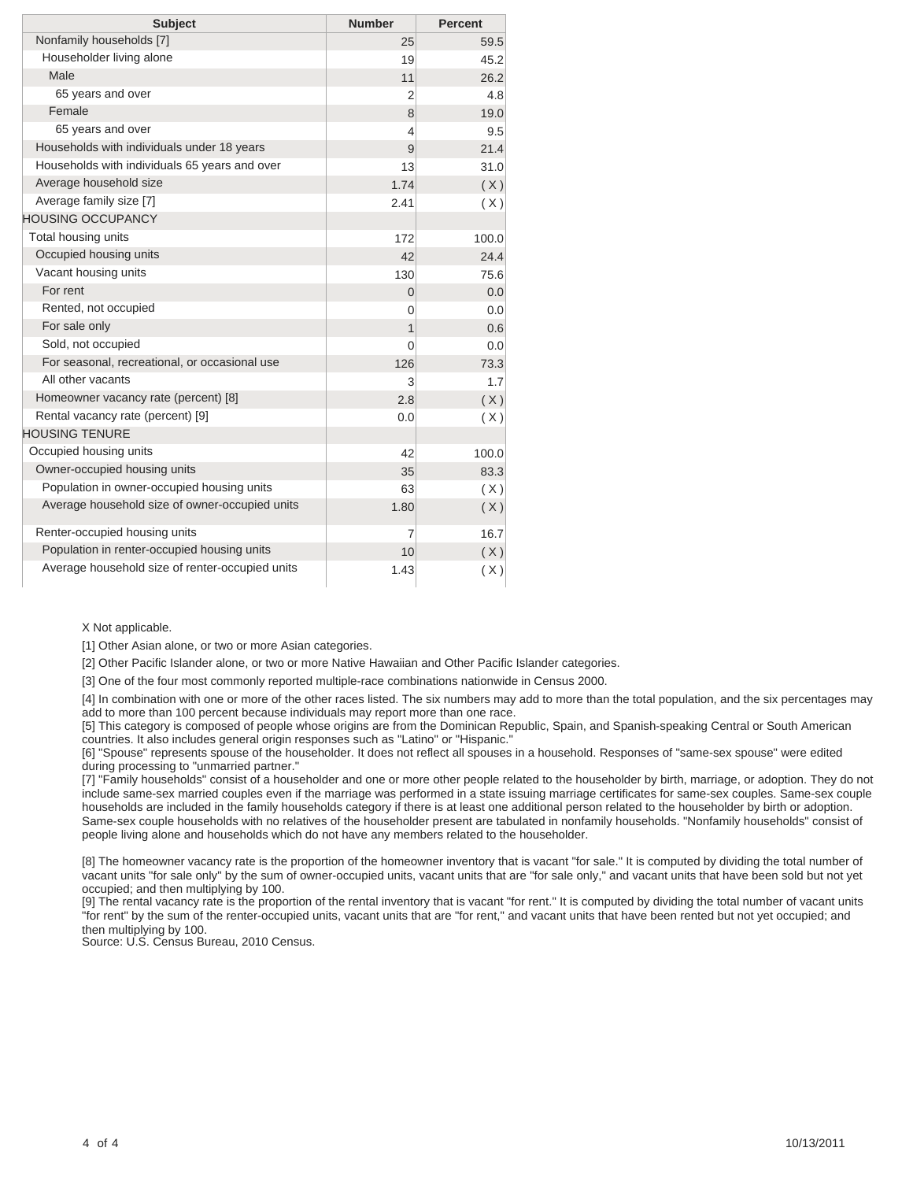| Subject | Number | Percent |
|---|---|---|
| Nonfamily households [7] | 25 | 59.5 |
| Householder living alone | 19 | 45.2 |
| Male | 11 | 26.2 |
| 65 years and over | 2 | 4.8 |
| Female | 8 | 19.0 |
| 65 years and over | 4 | 9.5 |
| Households with individuals under 18 years | 9 | 21.4 |
| Households with individuals 65 years and over | 13 | 31.0 |
| Average household size | 1.74 | ( X ) |
| Average family size [7] | 2.41 | ( X ) |
| HOUSING OCCUPANCY | | |
| Total housing units | 172 | 100.0 |
| Occupied housing units | 42 | 24.4 |
| Vacant housing units | 130 | 75.6 |
| For rent | 0 | 0.0 |
| Rented, not occupied | 0 | 0.0 |
| For sale only | 1 | 0.6 |
| Sold, not occupied | 0 | 0.0 |
| For seasonal, recreational, or occasional use | 126 | 73.3 |
| All other vacants | 3 | 1.7 |
| Homeowner vacancy rate (percent) [8] | 2.8 | ( X ) |
| Rental vacancy rate (percent) [9] | 0.0 | ( X ) |
| HOUSING TENURE | | |
| Occupied housing units | 42 | 100.0 |
| Owner-occupied housing units | 35 | 83.3 |
| Population in owner-occupied housing units | 63 | ( X ) |
| Average household size of owner-occupied units | 1.80 | ( X ) |
| Renter-occupied housing units | 7 | 16.7 |
| Population in renter-occupied housing units | 10 | ( X ) |
| Average household size of renter-occupied units | 1.43 | ( X ) |

X Not applicable.

[1] Other Asian alone, or two or more Asian categories.

[2] Other Pacific Islander alone, or two or more Native Hawaiian and Other Pacific Islander categories.

[3] One of the four most commonly reported multiple-race combinations nationwide in Census 2000.

[4] In combination with one or more of the other races listed. The six numbers may add to more than the total population, and the six percentages may add to more than 100 percent because individuals may report more than one race.

[5] This category is composed of people whose origins are from the Dominican Republic, Spain, and Spanish-speaking Central or South American countries. It also includes general origin responses such as "Latino" or "Hispanic."

[6] "Spouse" represents spouse of the householder. It does not reflect all spouses in a household. Responses of "same-sex spouse" were edited during processing to "unmarried partner."

[7] "Family households" consist of a householder and one or more other people related to the householder by birth, marriage, or adoption. They do not include same-sex married couples even if the marriage was performed in a state issuing marriage certificates for same-sex couples. Same-sex couple households are included in the family households category if there is at least one additional person related to the householder by birth or adoption. Same-sex couple households with no relatives of the householder present are tabulated in nonfamily households. "Nonfamily households" consist of people living alone and households which do not have any members related to the householder.

[8] The homeowner vacancy rate is the proportion of the homeowner inventory that is vacant "for sale." It is computed by dividing the total number of vacant units "for sale only" by the sum of owner-occupied units, vacant units that are "for sale only," and vacant units that have been sold but not yet occupied; and then multiplying by 100.

[9] The rental vacancy rate is the proportion of the rental inventory that is vacant "for rent." It is computed by dividing the total number of vacant units "for rent" by the sum of the renter-occupied units, vacant units that are "for rent," and vacant units that have been rented but not yet occupied; and then multiplying by 100.

Source: U.S. Census Bureau, 2010 Census.